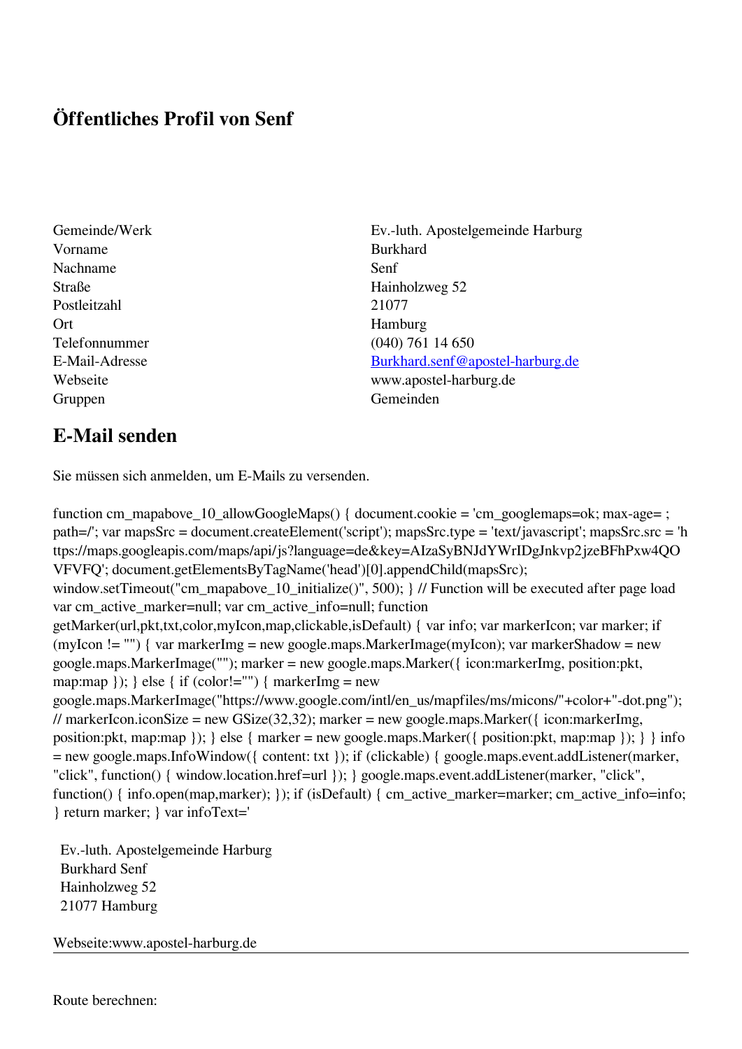# Öffentliches Profil von Senf

| | |
|---|---|
| Gemeinde/Werk | Ev.-luth. Apostelgemeinde Harburg |
| Vorname | Burkhard |
| Nachname | Senf |
| Straße | Hainholzweg 52 |
| Postleitzahl | 21077 |
| Ort | Hamburg |
| Telefonnummer | (040) 761 14 650 |
| E-Mail-Adresse | Burkhard.senf@apostel-harburg.de |
| Webseite | www.apostel-harburg.de |
| Gruppen | Gemeinden |

## E-Mail senden

Sie müssen sich anmelden, um E-Mails zu versenden.

function cm_mapabove_10_allowGoogleMaps() { document.cookie = 'cm_googlemaps=ok; max-age= ; path=/'; var mapsSrc = document.createElement('script'); mapsSrc.type = 'text/javascript'; mapsSrc.src = 'https://maps.googleapis.com/maps/api/js?language=de&key=AIzaSyBNJdYWrIDgJnkvp2jzeBFhPxw4QOVFVFQ'; document.getElementsByTagName('head')[0].appendChild(mapsSrc); window.setTimeout("cm_mapabove_10_initialize()", 500); } // Function will be executed after page load var cm_active_marker=null; var cm_active_info=null; function getMarker(url,pkt,txt,color,myIcon,map,clickable,isDefault) { var info; var markerIcon; var marker; if (myIcon != "") { var markerImg = new google.maps.MarkerImage(myIcon); var markerShadow = new google.maps.MarkerImage(""); marker = new google.maps.Marker({ icon:markerImg, position:pkt, map:map }); } else { if (color!="") { markerImg = new google.maps.MarkerImage("https://www.google.com/intl/en_us/mapfiles/ms/micons/"+color+"-dot.png"); // markerIcon.iconSize = new GSize(32,32); marker = new google.maps.Marker({ icon:markerImg, position:pkt, map:map }); } else { marker = new google.maps.Marker({ position:pkt, map:map }); } } info = new google.maps.InfoWindow({ content: txt }); if (clickable) { google.maps.event.addListener(marker, "click", function() { window.location.href=url }); } google.maps.event.addListener(marker, "click", function() { info.open(map,marker); }); if (isDefault) { cm_active_marker=marker; cm_active_info=info; } return marker; } var infoText='

Ev.-luth. Apostelgemeinde Harburg
Burkhard Senf
Hainholzweg 52
21077 Hamburg

Webseite:www.apostel-harburg.de

---

Route berechnen: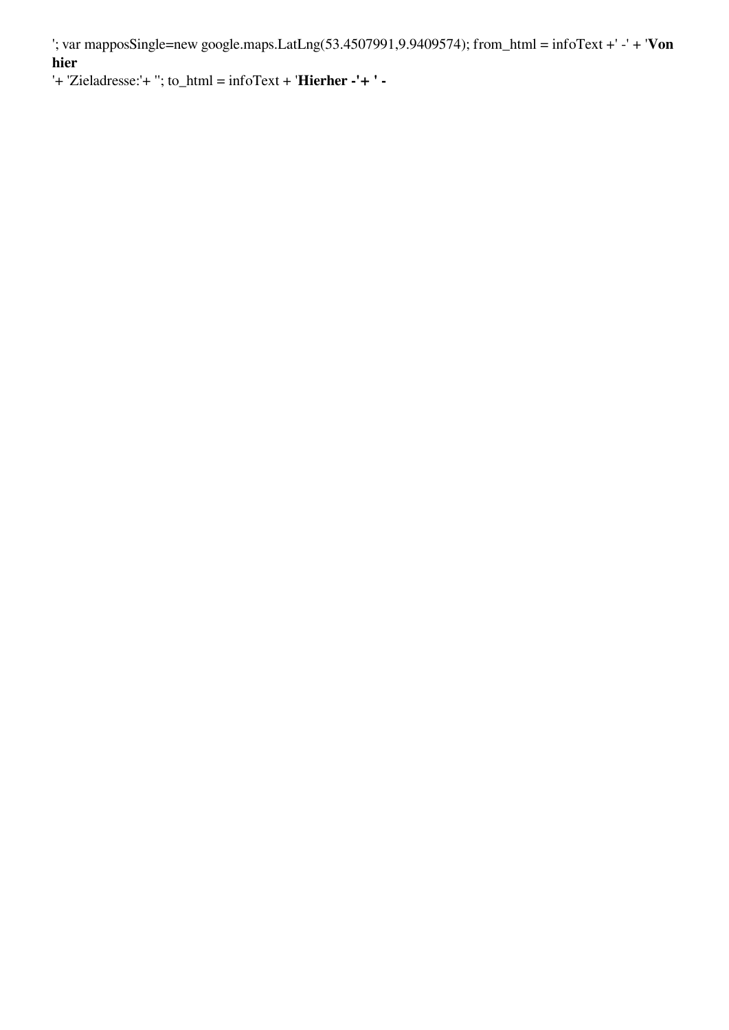'; var mapposSingle=new google.maps.LatLng(53.4507991,9.9409574); from_html = infoText +' -' + '**Von hier**

'+ 'Zieladresse:'+ ''; to_html = infoText + '**Hierher -'+ ' -**